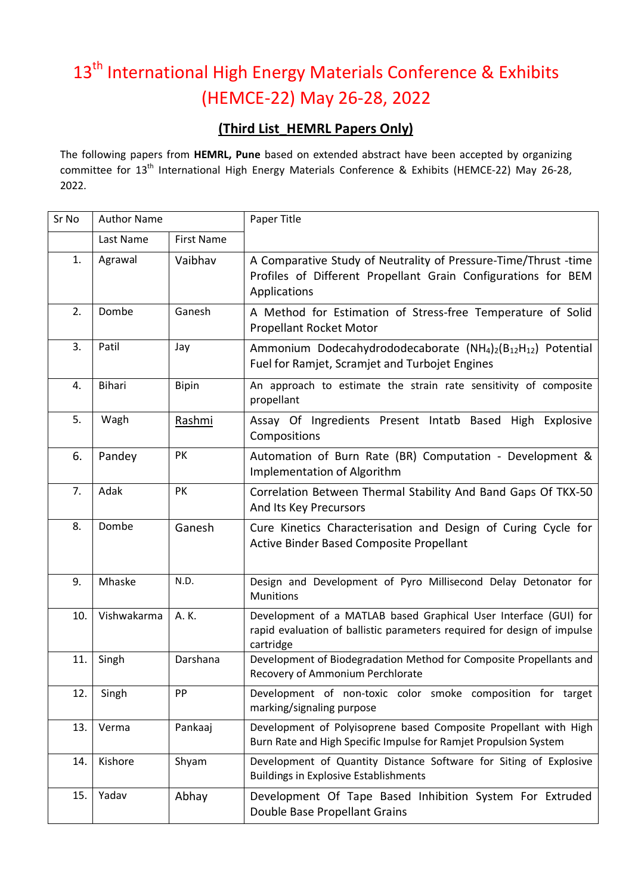# 13th International High Energy Materials Conference & Exhibits (HEMCE-22) May 26-28, 2022

## (Third List_HEMRL Papers Only)

The following papers from **HEMRL, Pune** based on extended abstract have been accepted by organizing committee for 13th International High Energy Materials Conference & Exhibits (HEMCE-22) May 26-28, 2022.

| Sr No | Author Name | | Paper Title |
|---|---|---|---|
| | Last Name | First Name | |
| 1. | Agrawal | Vaibhav | A Comparative Study of Neutrality of Pressure-Time/Thrust -time Profiles of Different Propellant Grain Configurations for BEM Applications |
| 2. | Dombe | Ganesh | A Method for Estimation of Stress-free Temperature of Solid Propellant Rocket Motor |
| 3. | Patil | Jay | Ammonium Dodecahydrododecaborate $(NH_4)_2(B_{12}H_{12})$ Potential Fuel for Ramjet, Scramjet and Turbojet Engines |
| 4. | Bihari | Bipin | An approach to estimate the strain rate sensitivity of composite propellant |
| 5. | Wagh | Rashmi | Assay Of Ingredients Present Intatb Based High Explosive Compositions |
| 6. | Pandey | PK | Automation of Burn Rate (BR) Computation - Development & Implementation of Algorithm |
| 7. | Adak | PK | Correlation Between Thermal Stability And Band Gaps Of TKX-50 And Its Key Precursors |
| 8. | Dombe | Ganesh | Cure Kinetics Characterisation and Design of Curing Cycle for Active Binder Based Composite Propellant |
| 9. | Mhaske | N.D. | Design and Development of Pyro Millisecond Delay Detonator for Munitions |
| 10. | Vishwakarma | A. K. | Development of a MATLAB based Graphical User Interface (GUI) for rapid evaluation of ballistic parameters required for design of impulse cartridge |
| 11. | Singh | Darshana | Development of Biodegradation Method for Composite Propellants and Recovery of Ammonium Perchlorate |
| 12. | Singh | PP | Development of non-toxic color smoke composition for target marking/signaling purpose |
| 13. | Verma | Pankaaj | Development of Polyisoprene based Composite Propellant with High Burn Rate and High Specific Impulse for Ramjet Propulsion System |
| 14. | Kishore | Shyam | Development of Quantity Distance Software for Siting of Explosive Buildings in Explosive Establishments |
| 15. | Yadav | Abhay | Development Of Tape Based Inhibition System For Extruded Double Base Propellant Grains |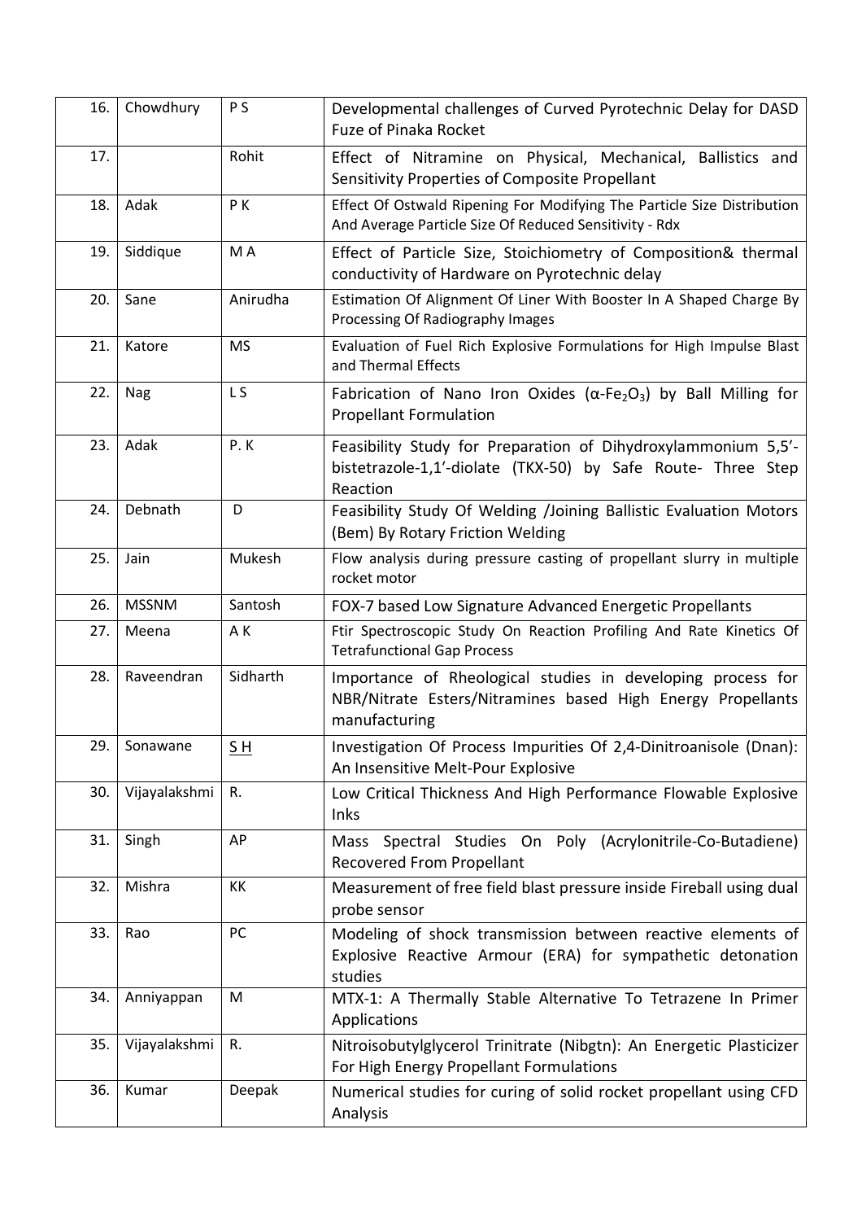| 16. | Chowdhury | P S | Developmental challenges of Curved Pyrotechnic Delay for DASD Fuze of Pinaka Rocket |
|---|---|---|---|
| 17. | | Rohit | Effect of Nitramine on Physical, Mechanical, Ballistics and Sensitivity Properties of Composite Propellant |
| 18. | Adak | P K | Effect Of Ostwald Ripening For Modifying The Particle Size Distribution And Average Particle Size Of Reduced Sensitivity - Rdx |
| 19. | Siddique | M A | Effect of Particle Size, Stoichiometry of Composition& thermal conductivity of Hardware on Pyrotechnic delay |
| 20. | Sane | Anirudha | Estimation Of Alignment Of Liner With Booster In A Shaped Charge By Processing Of Radiography Images |
| 21. | Katore | MS | Evaluation of Fuel Rich Explosive Formulations for High Impulse Blast and Thermal Effects |
| 22. | Nag | L S | Fabrication of Nano Iron Oxides ($\alpha$-$Fe_2O_3$) by Ball Milling for Propellant Formulation |
| 23. | Adak | P. K | Feasibility Study for Preparation of Dihydroxylammonium 5,5'-bistetrazole-1,1'-diolate (TKX-50) by Safe Route- Three Step Reaction |
| 24. | Debnath | D | Feasibility Study Of Welding /Joining Ballistic Evaluation Motors (Bem) By Rotary Friction Welding |
| 25. | Jain | Mukesh | Flow analysis during pressure casting of propellant slurry in multiple rocket motor |
| 26. | MSSNM | Santosh | FOX-7 based Low Signature Advanced Energetic Propellants |
| 27. | Meena | A K | Ftir Spectroscopic Study On Reaction Profiling And Rate Kinetics Of Tetrafunctional Gap Process |
| 28. | Raveendran | Sidharth | Importance of Rheological studies in developing process for NBR/Nitrate Esters/Nitramines based High Energy Propellants manufacturing |
| 29. | Sonawane | S H | Investigation Of Process Impurities Of 2,4-Dinitroanisole (Dnan): An Insensitive Melt-Pour Explosive |
| 30. | Vijayalakshmi | R. | Low Critical Thickness And High Performance Flowable Explosive Inks |
| 31. | Singh | AP | Mass Spectral Studies On Poly (Acrylonitrile-Co-Butadiene) Recovered From Propellant |
| 32. | Mishra | KK | Measurement of free field blast pressure inside Fireball using dual probe sensor |
| 33. | Rao | PC | Modeling of shock transmission between reactive elements of Explosive Reactive Armour (ERA) for sympathetic detonation studies |
| 34. | Anniyappan | M | MTX-1: A Thermally Stable Alternative To Tetrazene In Primer Applications |
| 35. | Vijayalakshmi | R. | Nitroisobutylglycerol Trinitrate (Nibgtn): An Energetic Plasticizer For High Energy Propellant Formulations |
| 36. | Kumar | Deepak | Numerical studies for curing of solid rocket propellant using CFD Analysis |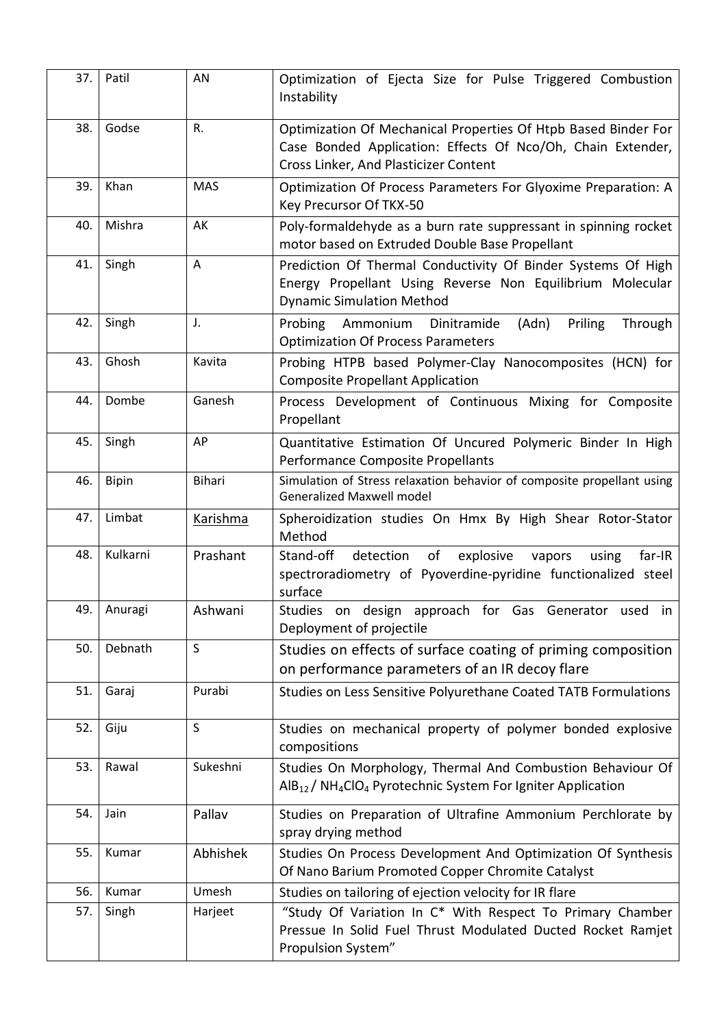| | | | |
|---|---|---|---|
| 37. | Patil | AN | Optimization of Ejecta Size for Pulse Triggered Combustion Instability |
| 38. | Godse | R. | Optimization Of Mechanical Properties Of Htpb Based Binder For Case Bonded Application: Effects Of Nco/Oh, Chain Extender, Cross Linker, And Plasticizer Content |
| 39. | Khan | MAS | Optimization Of Process Parameters For Glyoxime Preparation: A Key Precursor Of TKX-50 |
| 40. | Mishra | AK | Poly-formaldehyde as a burn rate suppressant in spinning rocket motor based on Extruded Double Base Propellant |
| 41. | Singh | A | Prediction Of Thermal Conductivity Of Binder Systems Of High Energy Propellant Using Reverse Non Equilibrium Molecular Dynamic Simulation Method |
| 42. | Singh | J. | Probing Ammonium Dinitramide (Adn) Priling Through Optimization Of Process Parameters |
| 43. | Ghosh | Kavita | Probing HTPB based Polymer-Clay Nanocomposites (HCN) for Composite Propellant Application |
| 44. | Dombe | Ganesh | Process Development of Continuous Mixing for Composite Propellant |
| 45. | Singh | AP | Quantitative Estimation Of Uncured Polymeric Binder In High Performance Composite Propellants |
| 46. | Bipin | Bihari | Simulation of Stress relaxation behavior of composite propellant using Generalized Maxwell model |
| 47. | Limbat | Karishma | Spheroidization studies On Hmx By High Shear Rotor-Stator Method |
| 48. | Kulkarni | Prashant | Stand-off detection of explosive vapors using far-IR spectroradiometry of Pyoverdine-pyridine functionalized steel surface |
| 49. | Anuragi | Ashwani | Studies on design approach for Gas Generator used in Deployment of projectile |
| 50. | Debnath | S | Studies on effects of surface coating of priming composition on performance parameters of an IR decoy flare |
| 51. | Garaj | Purabi | Studies on Less Sensitive Polyurethane Coated TATB Formulations |
| 52. | Giju | S | Studies on mechanical property of polymer bonded explosive compositions |
| 53. | Rawal | Sukeshni | Studies On Morphology, Thermal And Combustion Behaviour Of $AlB_{12}$ / $NH_4ClO_4$ Pyrotechnic System For Igniter Application |
| 54. | Jain | Pallav | Studies on Preparation of Ultrafine Ammonium Perchlorate by spray drying method |
| 55. | Kumar | Abhishek | Studies On Process Development And Optimization Of Synthesis Of Nano Barium Promoted Copper Chromite Catalyst |
| 56. | Kumar | Umesh | Studies on tailoring of ejection velocity for IR flare |
| 57. | Singh | Harjeet | "Study Of Variation In C* With Respect To Primary Chamber Pressue In Solid Fuel Thrust Modulated Ducted Rocket Ramjet Propulsion System" |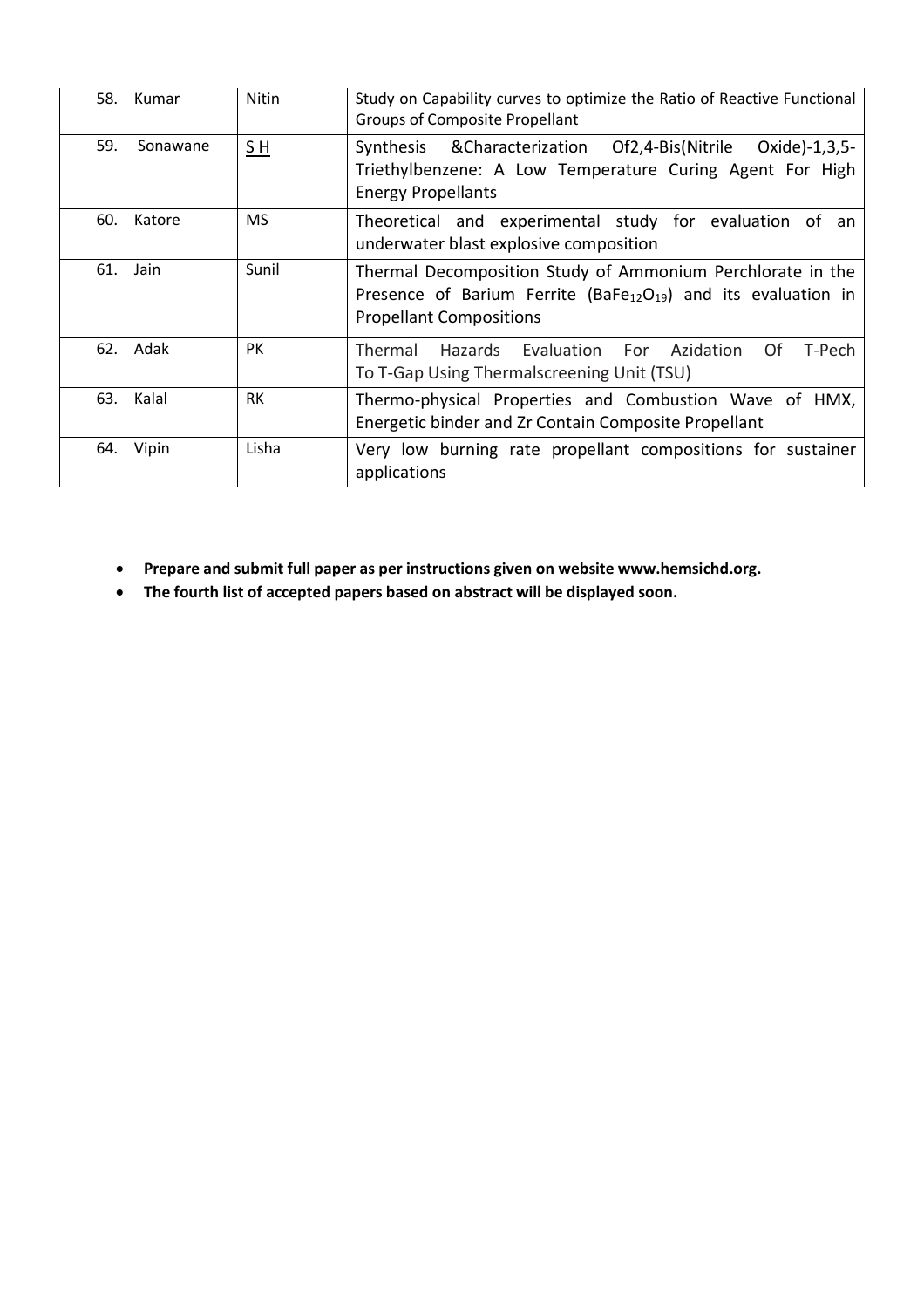| | | | |
|---|---|---|---|
| 58. | Kumar | Nitin | Study on Capability curves to optimize the Ratio of Reactive Functional Groups of Composite Propellant |
| 59. | Sonawane | S H | Synthesis &Characterization Of2,4-Bis(Nitrile Oxide)-1,3,5-Triethylbenzene: A Low Temperature Curing Agent For High Energy Propellants |
| 60. | Katore | MS | Theoretical and experimental study for evaluation of an underwater blast explosive composition |
| 61. | Jain | Sunil | Thermal Decomposition Study of Ammonium Perchlorate in the Presence of Barium Ferrite ($BaFe_{12}O_{19}$) and its evaluation in Propellant Compositions |
| 62. | Adak | PK | Thermal Hazards Evaluation For Azidation Of T-Pech To T-Gap Using Thermalscreening Unit (TSU) |
| 63. | Kalal | RK | Thermo-physical Properties and Combustion Wave of HMX, Energetic binder and Zr Contain Composite Propellant |
| 64. | Vipin | Lisha | Very low burning rate propellant compositions for sustainer applications |

- **Prepare and submit full paper as per instructions given on website www.hemsichd.org.**
- **The fourth list of accepted papers based on abstract will be displayed soon.**